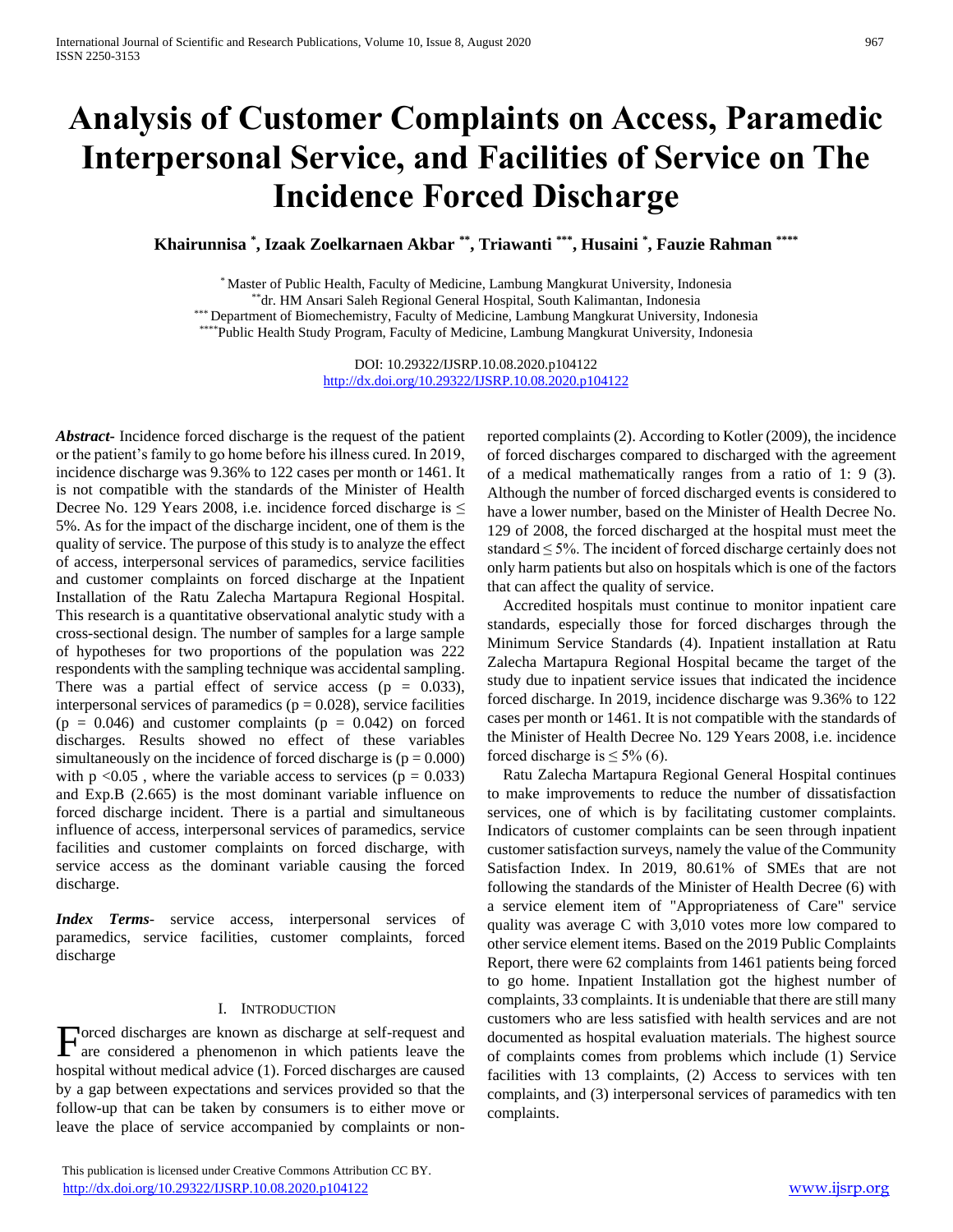# Analysis of Customer Complaints on Access, Paramedic Interpersonal Service, and Facilities of Service on The Incidence Forced Discharge

**Khairunnisa [*], Izaak Zoelkarnaen Akbar [**], Triawanti [***], Husaini [*], Fauzie Rahman [****]**

[*] Master of Public Health, Faculty of Medicine, Lambung Mangkurat University, Indonesia
[**] dr. HM Ansari Saleh Regional General Hospital, South Kalimantan, Indonesia
[***] Department of Biomechemistry, Faculty of Medicine, Lambung Mangkurat University, Indonesia
[****] Public Health Study Program, Faculty of Medicine, Lambung Mangkurat University, Indonesia

DOI: 10.29322/IJSRP.10.08.2020.p104122
http://dx.doi.org/10.29322/IJSRP.10.08.2020.p104122

***Abstract*-** Incidence forced discharge is the request of the patient or the patient's family to go home before his illness cured. In 2019, incidence discharge was 9.36% to 122 cases per month or 1461. It is not compatible with the standards of the Minister of Health Decree No. 129 Years 2008, i.e. incidence forced discharge is ≤ 5%. As for the impact of the discharge incident, one of them is the quality of service. The purpose of this study is to analyze the effect of access, interpersonal services of paramedics, service facilities and customer complaints on forced discharge at the Inpatient Installation of the Ratu Zalecha Martapura Regional Hospital. This research is a quantitative observational analytic study with a cross-sectional design. The number of samples for a large sample of hypotheses for two proportions of the population was 222 respondents with the sampling technique was accidental sampling. There was a partial effect of service access ($p = 0.033$), interpersonal services of paramedics ($p = 0.028$), service facilities ($p = 0.046$) and customer complaints ($p = 0.042$) on forced discharges. Results showed no effect of these variables simultaneously on the incidence of forced discharge is ($p = 0.000$) with $p < 0.05$ , where the variable access to services ($p = 0.033$) and Exp.B (2.665) is the most dominant variable influence on forced discharge incident. There is a partial and simultaneous influence of access, interpersonal services of paramedics, service facilities and customer complaints on forced discharge, with service access as the dominant variable causing the forced discharge.

***Index Terms*-** service access, interpersonal services of paramedics, service facilities, customer complaints, forced discharge

## I. Introduction

Forced discharges are known as discharge at self-request and are considered a phenomenon in which patients leave the hospital without medical advice (1). Forced discharges are caused by a gap between expectations and services provided so that the follow-up that can be taken by consumers is to either move or leave the place of service accompanied by complaints or non-reported complaints (2). According to Kotler (2009), the incidence of forced discharges compared to discharged with the agreement of a medical mathematically ranges from a ratio of 1: 9 (3). Although the number of forced discharged events is considered to have a lower number, based on the Minister of Health Decree No. 129 of 2008, the forced discharged at the hospital must meet the standard ≤ 5%. The incident of forced discharge certainly does not only harm patients but also on hospitals which is one of the factors that can affect the quality of service.

Accredited hospitals must continue to monitor inpatient care standards, especially those for forced discharges through the Minimum Service Standards (4). Inpatient installation at Ratu Zalecha Martapura Regional Hospital became the target of the study due to inpatient service issues that indicated the incidence forced discharge. In 2019, incidence discharge was 9.36% to 122 cases per month or 1461. It is not compatible with the standards of the Minister of Health Decree No. 129 Years 2008, i.e. incidence forced discharge is ≤ 5% (6).

Ratu Zalecha Martapura Regional General Hospital continues to make improvements to reduce the number of dissatisfaction services, one of which is by facilitating customer complaints. Indicators of customer complaints can be seen through inpatient customer satisfaction surveys, namely the value of the Community Satisfaction Index. In 2019, 80.61% of SMEs that are not following the standards of the Minister of Health Decree (6) with a service element item of "Appropriateness of Care" service quality was average C with 3,010 votes more low compared to other service element items. Based on the 2019 Public Complaints Report, there were 62 complaints from 1461 patients being forced to go home. Inpatient Installation got the highest number of complaints, 33 complaints. It is undeniable that there are still many customers who are less satisfied with health services and are not documented as hospital evaluation materials. The highest source of complaints comes from problems which include (1) Service facilities with 13 complaints, (2) Access to services with ten complaints, and (3) interpersonal services of paramedics with ten complaints.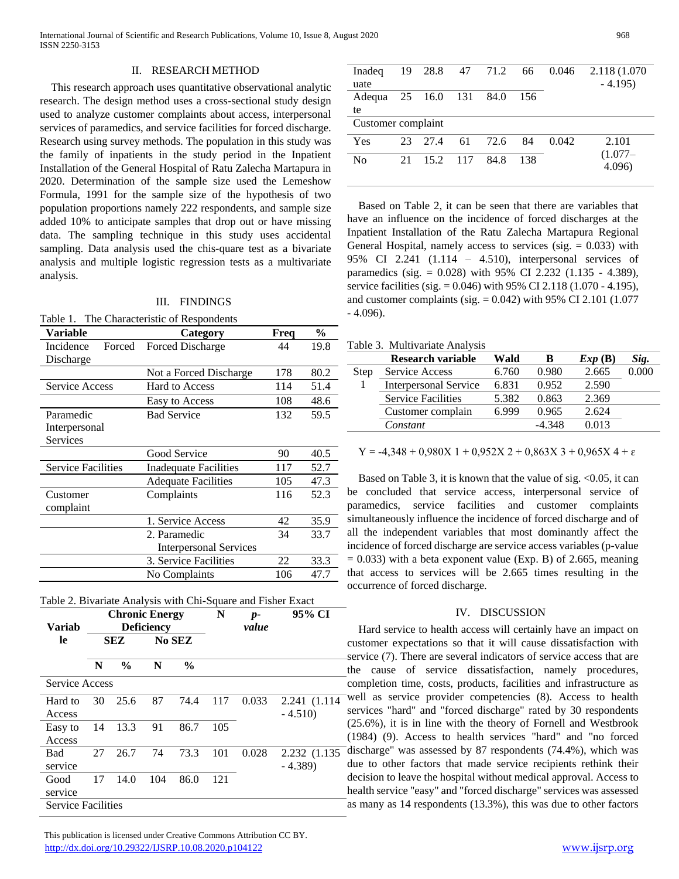## II. RESEARCH METHOD

This research approach uses quantitative observational analytic research. The design method uses a cross-sectional study design used to analyze customer complaints about access, interpersonal services of paramedics, and service facilities for forced discharge. Research using survey methods. The population in this study was the family of inpatients in the study period in the Inpatient Installation of the General Hospital of Ratu Zalecha Martapura in 2020. Determination of the sample size used the Lemeshow Formula, 1991 for the sample size of the hypothesis of two population proportions namely 222 respondents, and sample size added 10% to anticipate samples that drop out or have missing data. The sampling technique in this study uses accidental sampling. Data analysis used the chis-quare test as a bivariate analysis and multiple logistic regression tests as a multivariate analysis.

## III. FINDINGS

Table 1. The Characteristic of Respondents

| Variable | Category | Freq | % |
|---|---|---|---|
| Incidence Forced Discharge | Forced Discharge | 44 | 19.8 |
| | Not a Forced Discharge | 178 | 80.2 |
| Service Access | Hard to Access | 114 | 51.4 |
| | Easy to Access | 108 | 48.6 |
| Paramedic Interpersonal Services | Bad Service | 132 | 59.5 |
| | Good Service | 90 | 40.5 |
| Service Facilities | Inadequate Facilities | 117 | 52.7 |
| | Adequate Facilities | 105 | 47.3 |
| Customer complaint | Complaints | 116 | 52.3 |
| | 1. Service Access | 42 | 35.9 |
| | 2. Paramedic Interpersonal Services | 34 | 33.7 |
| | 3. Service Facilities | 22 | 33.3 |
| | No Complaints | 106 | 47.7 |

Table 2. Bivariate Analysis with Chi-Square and Fisher Exact

| Variable | Chronic Energy Deficiency | | | | N | p-value | 95% CI |
|---|---|---|---|---|---|---|---|
| | SEZ | | No SEZ | | | | |
| | N | % | N | % | | | |
| Service Access | | | | | | | |
| Hard to Access | 30 | 25.6 | 87 | 74.4 | 117 | 0.033 | 2.241 (1.114 - 4.510) |
| Easy to Access | 14 | 13.3 | 91 | 86.7 | 105 | | |
| Bad service | 27 | 26.7 | 74 | 73.3 | 101 | 0.028 | 2.232 (1.135 - 4.389) |
| Good service | 17 | 14.0 | 104 | 86.0 | 121 | | |
| Service Facilities | | | | | | | |
| Inadequate | 19 | 28.8 | 47 | 71.2 | 66 | 0.046 | 2.118 (1.070 - 4.195) |
| Adequate | 25 | 16.0 | 131 | 84.0 | 156 | | |
| Customer complaint | | | | | | | |
| Yes | 23 | 27.4 | 61 | 72.6 | 84 | 0.042 | 2.101 (1.077– 4.096) |
| No | 21 | 15.2 | 117 | 84.8 | 138 | | |

Based on Table 2, it can be seen that there are variables that have an influence on the incidence of forced discharges at the Inpatient Installation of the Ratu Zalecha Martapura Regional General Hospital, namely access to services (sig. = 0.033) with 95% CI 2.241 (1.114 – 4.510), interpersonal services of paramedics (sig. = 0.028) with 95% CI 2.232 (1.135 - 4.389), service facilities (sig. = 0.046) with 95% CI 2.118 (1.070 - 4.195), and customer complaints (sig. = 0.042) with 95% CI 2.101 (1.077 - 4.096).

Table 3. Multivariate Analysis

| | Research variable | Wald | B | *Exp* (B) | *Sig.* |
|---|---|---|---|---|---|
| Step 1 | Service Access | 6.760 | 0.980 | 2.665 | 0.000 |
| | Interpersonal Service | 6.831 | 0.952 | 2.590 | |
| | Service Facilities | 5.382 | 0.863 | 2.369 | |
| | Customer complain | 6.999 | 0.965 | 2.624 | |
| | *Constant* | | -4.348 | 0.013 | |

$$Y = -4{,}348 + 0{,}980X\ 1 + 0{,}952X\ 2 + 0{,}863X\ 3 + 0{,}965X\ 4 + \varepsilon$$

Based on Table 3, it is known that the value of sig. <0.05, it can be concluded that service access, interpersonal service of paramedics, service facilities and customer complaints simultaneously influence the incidence of forced discharge and of all the independent variables that most dominantly affect the incidence of forced discharge are service access variables (p-value = 0.033) with a beta exponent value (Exp. B) of 2.665, meaning that access to services will be 2.665 times resulting in the occurrence of forced discharge.

## IV. DISCUSSION

Hard service to health access will certainly have an impact on customer expectations so that it will cause dissatisfaction with service (7). There are several indicators of service access that are the cause of service dissatisfaction, namely procedures, completion time, costs, products, facilities and infrastructure as well as service provider competencies (8). Access to health services "hard" and "forced discharge" rated by 30 respondents (25.6%), it is in line with the theory of Fornell and Westbrook (1984) (9). Access to health services "hard" and "no forced discharge" was assessed by 87 respondents (74.4%), which was due to other factors that made service recipients rethink their decision to leave the hospital without medical approval. Access to health service "easy" and "forced discharge" services was assessed as many as 14 respondents (13.3%), this was due to other factors

This publication is licensed under Creative Commons Attribution CC BY.
http://dx.doi.org/10.29322/IJSRP.10.08.2020.p104122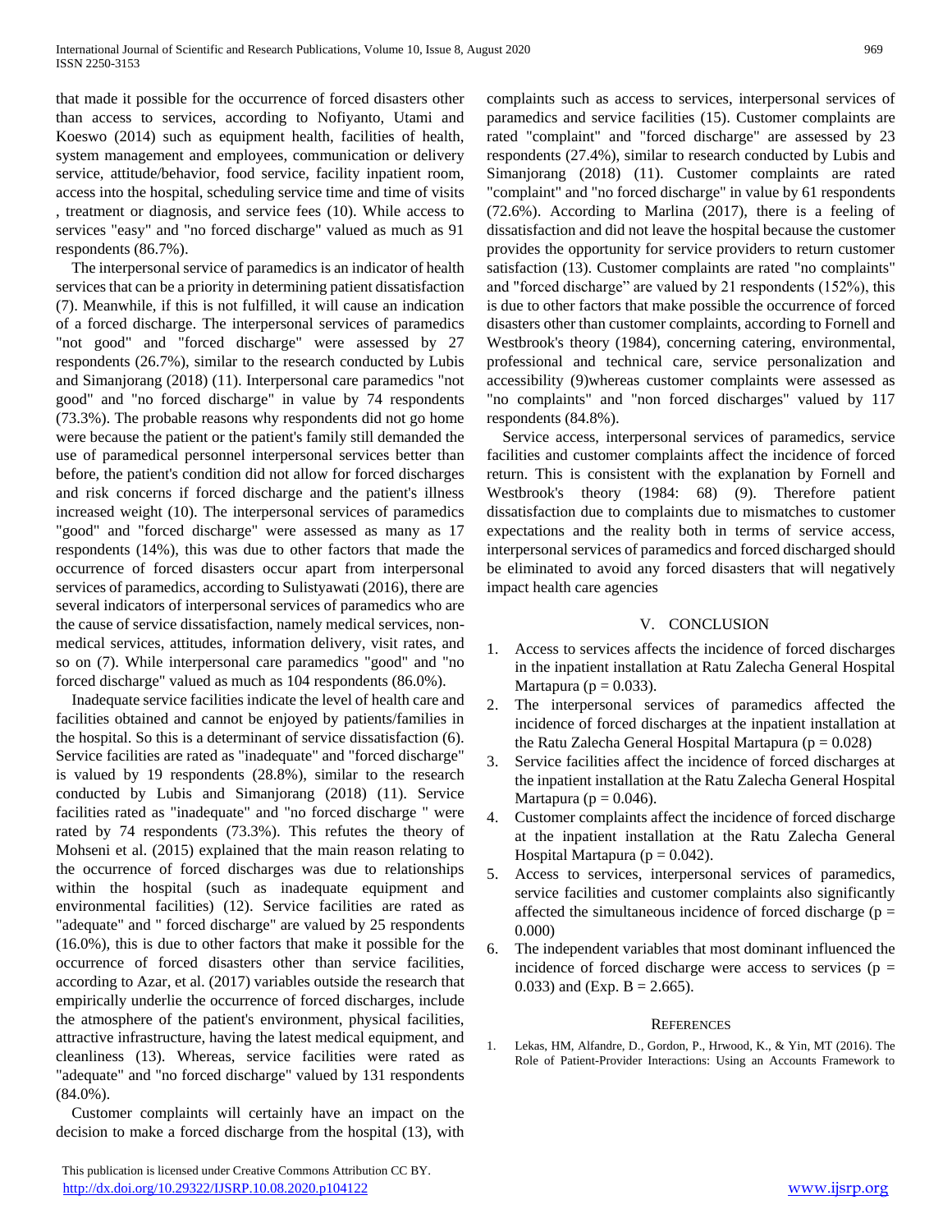that made it possible for the occurrence of forced disasters other than access to services, according to Nofiyanto, Utami and Koeswo (2014) such as equipment health, facilities of health, system management and employees, communication or delivery service, attitude/behavior, food service, facility inpatient room, access into the hospital, scheduling service time and time of visits , treatment or diagnosis, and service fees (10). While access to services "easy" and "no forced discharge" valued as much as 91 respondents (86.7%).

The interpersonal service of paramedics is an indicator of health services that can be a priority in determining patient dissatisfaction (7). Meanwhile, if this is not fulfilled, it will cause an indication of a forced discharge. The interpersonal services of paramedics "not good" and "forced discharge" were assessed by 27 respondents (26.7%), similar to the research conducted by Lubis and Simanjorang (2018) (11). Interpersonal care paramedics "not good" and "no forced discharge" in value by 74 respondents (73.3%). The probable reasons why respondents did not go home were because the patient or the patient's family still demanded the use of paramedical personnel interpersonal services better than before, the patient's condition did not allow for forced discharges and risk concerns if forced discharge and the patient's illness increased weight (10). The interpersonal services of paramedics "good" and "forced discharge" were assessed as many as 17 respondents (14%), this was due to other factors that made the occurrence of forced disasters occur apart from interpersonal services of paramedics, according to Sulistyawati (2016), there are several indicators of interpersonal services of paramedics who are the cause of service dissatisfaction, namely medical services, non-medical services, attitudes, information delivery, visit rates, and so on (7). While interpersonal care paramedics "good" and "no forced discharge" valued as much as 104 respondents (86.0%).

Inadequate service facilities indicate the level of health care and facilities obtained and cannot be enjoyed by patients/families in the hospital. So this is a determinant of service dissatisfaction (6). Service facilities are rated as "inadequate" and "forced discharge" is valued by 19 respondents (28.8%), similar to the research conducted by Lubis and Simanjorang (2018) (11). Service facilities rated as "inadequate" and "no forced discharge " were rated by 74 respondents (73.3%). This refutes the theory of Mohseni et al. (2015) explained that the main reason relating to the occurrence of forced discharges was due to relationships within the hospital (such as inadequate equipment and environmental facilities) (12). Service facilities are rated as "adequate" and " forced discharge" are valued by 25 respondents (16.0%), this is due to other factors that make it possible for the occurrence of forced disasters other than service facilities, according to Azar, et al. (2017) variables outside the research that empirically underlie the occurrence of forced discharges, include the atmosphere of the patient's environment, physical facilities, attractive infrastructure, having the latest medical equipment, and cleanliness (13). Whereas, service facilities were rated as "adequate" and "no forced discharge" valued by 131 respondents (84.0%).

Customer complaints will certainly have an impact on the decision to make a forced discharge from the hospital (13), with complaints such as access to services, interpersonal services of paramedics and service facilities (15). Customer complaints are rated "complaint" and "forced discharge" are assessed by 23 respondents (27.4%), similar to research conducted by Lubis and Simanjorang (2018) (11). Customer complaints are rated "complaint" and "no forced discharge" in value by 61 respondents (72.6%). According to Marlina (2017), there is a feeling of dissatisfaction and did not leave the hospital because the customer provides the opportunity for service providers to return customer satisfaction (13). Customer complaints are rated "no complaints" and "forced discharge" are valued by 21 respondents (152%), this is due to other factors that make possible the occurrence of forced disasters other than customer complaints, according to Fornell and Westbrook's theory (1984), concerning catering, environmental, professional and technical care, service personalization and accessibility (9)whereas customer complaints were assessed as "no complaints" and "non forced discharges" valued by 117 respondents (84.8%).

Service access, interpersonal services of paramedics, service facilities and customer complaints affect the incidence of forced return. This is consistent with the explanation by Fornell and Westbrook's theory (1984: 68) (9). Therefore patient dissatisfaction due to complaints due to mismatches to customer expectations and the reality both in terms of service access, interpersonal services of paramedics and forced discharged should be eliminated to avoid any forced disasters that will negatively impact health care agencies

## V. CONCLUSION

1. Access to services affects the incidence of forced discharges in the inpatient installation at Ratu Zalecha General Hospital Martapura ($p = 0.033$).
2. The interpersonal services of paramedics affected the incidence of forced discharges at the inpatient installation at the Ratu Zalecha General Hospital Martapura ($p = 0.028$)
3. Service facilities affect the incidence of forced discharges at the inpatient installation at the Ratu Zalecha General Hospital Martapura ($p = 0.046$).
4. Customer complaints affect the incidence of forced discharge at the inpatient installation at the Ratu Zalecha General Hospital Martapura ($p = 0.042$).
5. Access to services, interpersonal services of paramedics, service facilities and customer complaints also significantly affected the simultaneous incidence of forced discharge ($p = 0.000$)
6. The independent variables that most dominant influenced the incidence of forced discharge were access to services ($p = 0.033$) and (Exp. B = 2.665).

## REFERENCES

1. Lekas, HM, Alfandre, D., Gordon, P., Hrwood, K., & Yin, MT (2016). The Role of Patient-Provider Interactions: Using an Accounts Framework to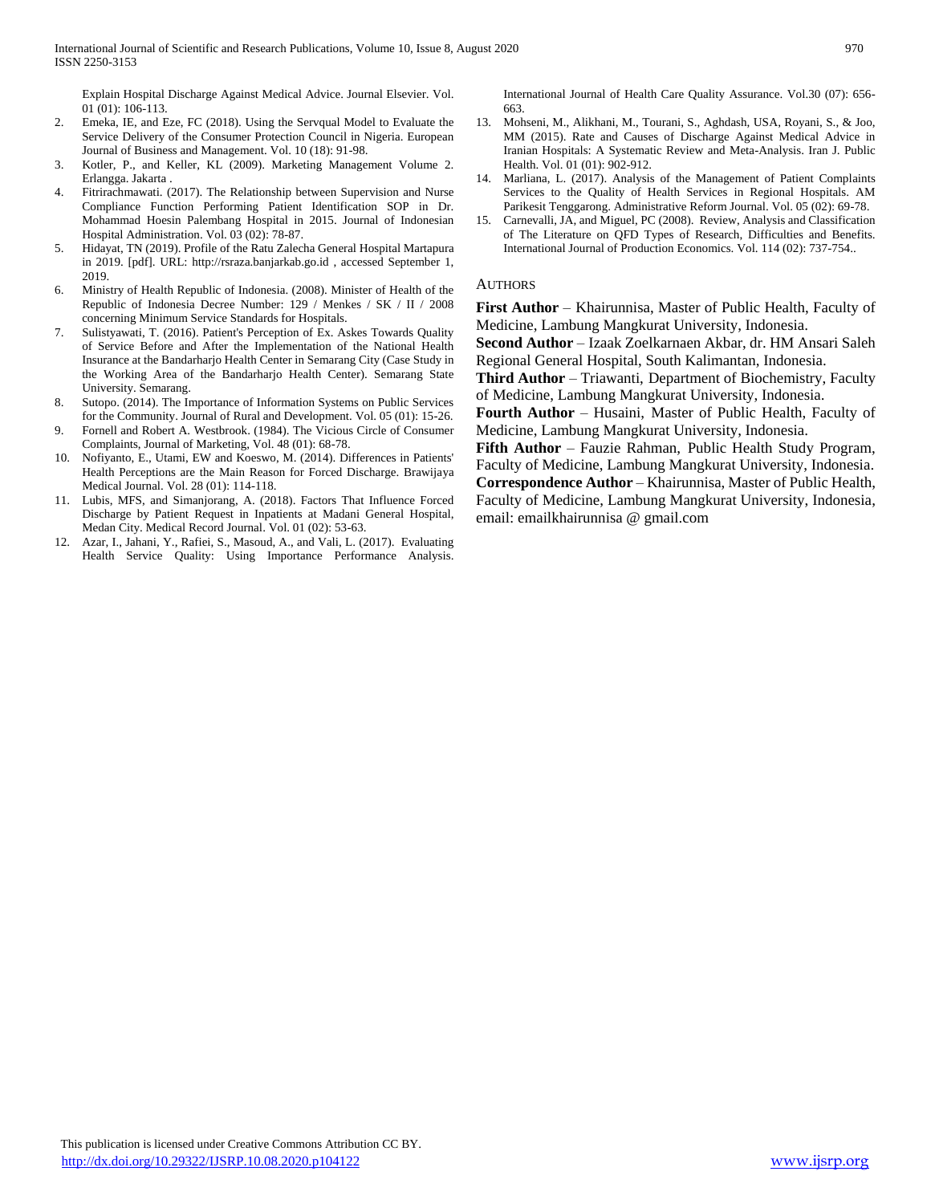Explain Hospital Discharge Against Medical Advice. Journal Elsevier. Vol. 01 (01): 106-113.

2. Emeka, IE, and Eze, FC (2018). Using the Servqual Model to Evaluate the Service Delivery of the Consumer Protection Council in Nigeria. European Journal of Business and Management. Vol. 10 (18): 91-98.
3. Kotler, P., and Keller, KL (2009). Marketing Management Volume 2. Erlangga. Jakarta .
4. Fitrirachmawati. (2017). The Relationship between Supervision and Nurse Compliance Function Performing Patient Identification SOP in Dr. Mohammad Hoesin Palembang Hospital in 2015. Journal of Indonesian Hospital Administration. Vol. 03 (02): 78-87.
5. Hidayat, TN (2019). Profile of the Ratu Zalecha General Hospital Martapura in 2019. [pdf]. URL: http://rsraza.banjarkab.go.id , accessed September 1, 2019.
6. Ministry of Health Republic of Indonesia. (2008). Minister of Health of the Republic of Indonesia Decree Number: 129 / Menkes / SK / II / 2008 concerning Minimum Service Standards for Hospitals.
7. Sulistyawati, T. (2016). Patient's Perception of Ex. Askes Towards Quality of Service Before and After the Implementation of the National Health Insurance at the Bandarharjo Health Center in Semarang City (Case Study in the Working Area of the Bandarharjo Health Center). Semarang State University. Semarang.
8. Sutopo. (2014). The Importance of Information Systems on Public Services for the Community. Journal of Rural and Development. Vol. 05 (01): 15-26.
9. Fornell and Robert A. Westbrook. (1984). The Vicious Circle of Consumer Complaints, Journal of Marketing, Vol. 48 (01): 68-78.
10. Nofiyanto, E., Utami, EW and Koeswo, M. (2014). Differences in Patients' Health Perceptions are the Main Reason for Forced Discharge. Brawijaya Medical Journal. Vol. 28 (01): 114-118.
11. Lubis, MFS, and Simanjorang, A. (2018). Factors That Influence Forced Discharge by Patient Request in Inpatients at Madani General Hospital, Medan City. Medical Record Journal. Vol. 01 (02): 53-63.
12. Azar, I., Jahani, Y., Rafiei, S., Masoud, A., and Vali, L. (2017). Evaluating Health Service Quality: Using Importance Performance Analysis. International Journal of Health Care Quality Assurance. Vol.30 (07): 656-663.
13. Mohseni, M., Alikhani, M., Tourani, S., Aghdash, USA, Royani, S., & Joo, MM (2015). Rate and Causes of Discharge Against Medical Advice in Iranian Hospitals: A Systematic Review and Meta-Analysis. Iran J. Public Health. Vol. 01 (01): 902-912.
14. Marliana, L. (2017). Analysis of the Management of Patient Complaints Services to the Quality of Health Services in Regional Hospitals. AM Parikesit Tenggarong. Administrative Reform Journal. Vol. 05 (02): 69-78.
15. Carnevalli, JA, and Miguel, PC (2008). Review, Analysis and Classification of The Literature on QFD Types of Research, Difficulties and Benefits. International Journal of Production Economics. Vol. 114 (02): 737-754..

## Authors

**First Author** – Khairunnisa, Master of Public Health, Faculty of Medicine, Lambung Mangkurat University, Indonesia.

**Second Author** – Izaak Zoelkarnaen Akbar, dr. HM Ansari Saleh Regional General Hospital, South Kalimantan, Indonesia.

**Third Author** – Triawanti, Department of Biochemistry, Faculty of Medicine, Lambung Mangkurat University, Indonesia.

**Fourth Author** – Husaini, Master of Public Health, Faculty of Medicine, Lambung Mangkurat University, Indonesia.

**Fifth Author** – Fauzie Rahman, Public Health Study Program, Faculty of Medicine, Lambung Mangkurat University, Indonesia.

**Correspondence Author** – Khairunnisa, Master of Public Health, Faculty of Medicine, Lambung Mangkurat University, Indonesia, email: emailkhairunnisa @ gmail.com